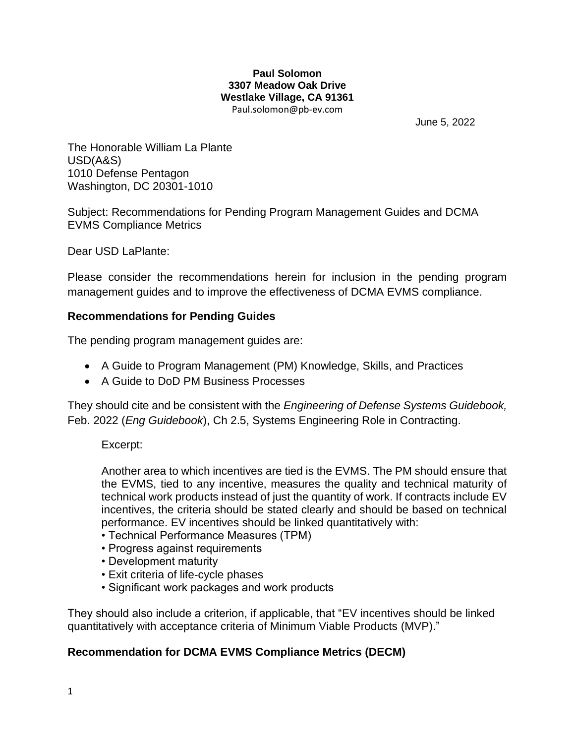**Paul Solomon**
**3307 Meadow Oak Drive**
**Westlake Village, CA 91361**
Paul.solomon@pb-ev.com

June 5, 2022

The Honorable William La Plante
USD(A&S)
1010 Defense Pentagon
Washington, DC 20301-1010

Subject: Recommendations for Pending Program Management Guides and DCMA EVMS Compliance Metrics

Dear USD LaPlante:

Please consider the recommendations herein for inclusion in the pending program management guides and to improve the effectiveness of DCMA EVMS compliance.

**Recommendations for Pending Guides**

The pending program management guides are:

- A Guide to Program Management (PM) Knowledge, Skills, and Practices
- A Guide to DoD PM Business Processes

They should cite and be consistent with the *Engineering of Defense Systems Guidebook,* Feb. 2022 (*Eng Guidebook*), Ch 2.5, Systems Engineering Role in Contracting.

> Excerpt:
>
> Another area to which incentives are tied is the EVMS. The PM should ensure that the EVMS, tied to any incentive, measures the quality and technical maturity of technical work products instead of just the quantity of work. If contracts include EV incentives, the criteria should be stated clearly and should be based on technical performance. EV incentives should be linked quantitatively with:
> • Technical Performance Measures (TPM)
> • Progress against requirements
> • Development maturity
> • Exit criteria of life-cycle phases
> • Significant work packages and work products

They should also include a criterion, if applicable, that "EV incentives should be linked quantitatively with acceptance criteria of Minimum Viable Products (MVP)."

**Recommendation for DCMA EVMS Compliance Metrics (DECM)**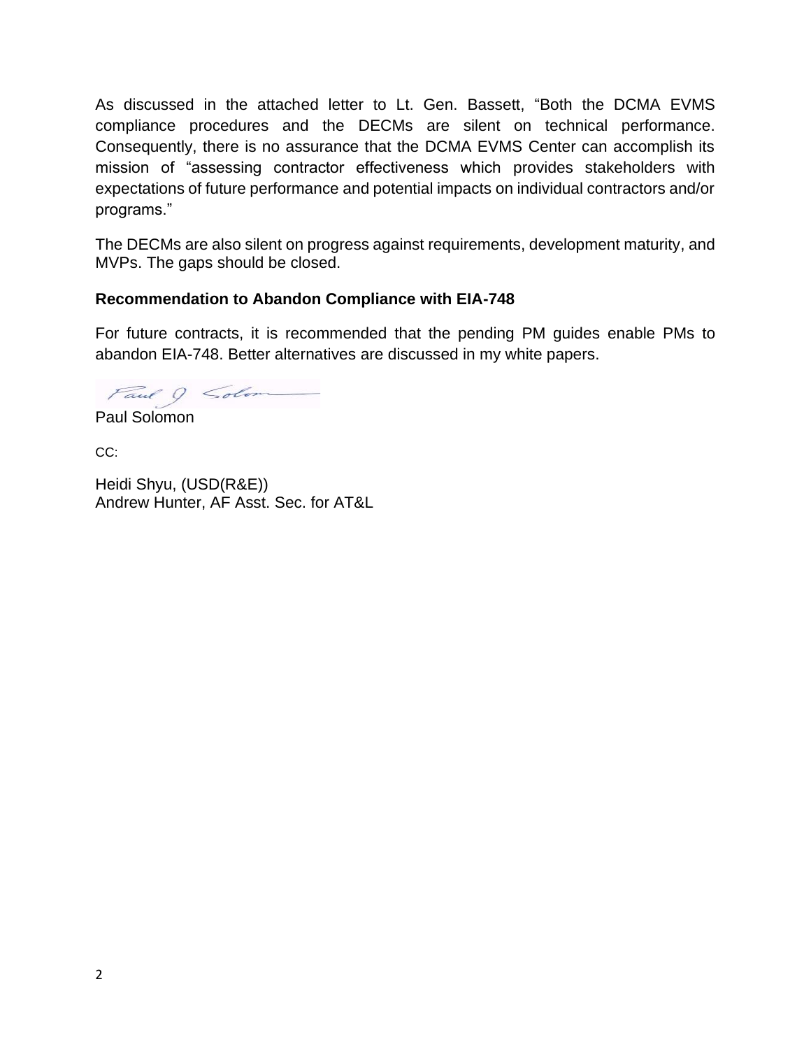As discussed in the attached letter to Lt. Gen. Bassett, "Both the DCMA EVMS compliance procedures and the DECMs are silent on technical performance. Consequently, there is no assurance that the DCMA EVMS Center can accomplish its mission of "assessing contractor effectiveness which provides stakeholders with expectations of future performance and potential impacts on individual contractors and/or programs."

The DECMs are also silent on progress against requirements, development maturity, and MVPs. The gaps should be closed.

**Recommendation to Abandon Compliance with EIA-748**

For future contracts, it is recommended that the pending PM guides enable PMs to abandon EIA-748. Better alternatives are discussed in my white papers.

Paul Solomon

CC:

Heidi Shyu, (USD(R&E))
Andrew Hunter, AF Asst. Sec. for AT&L